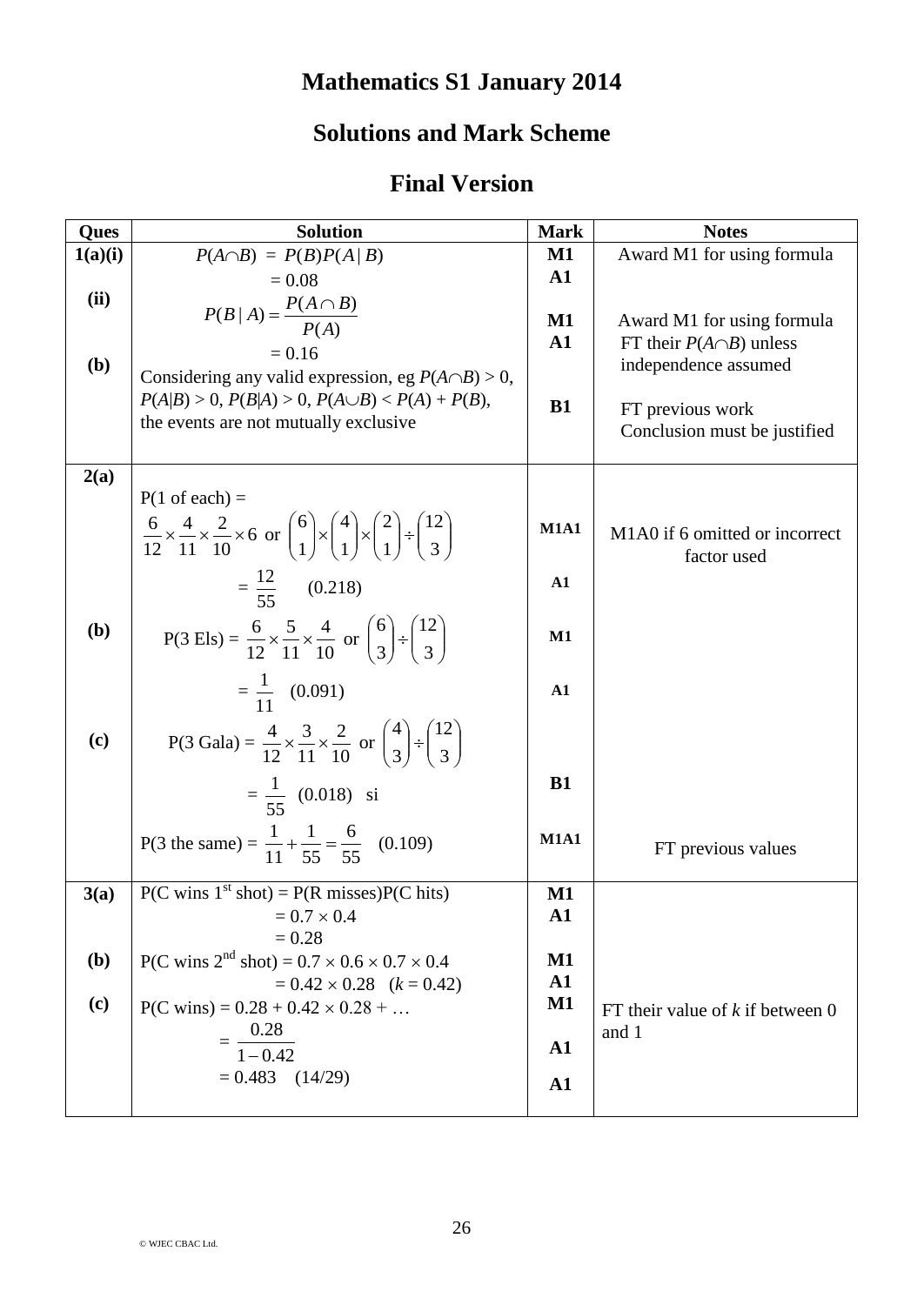# Mathematics S1 January 2014

## Solutions and Mark Scheme

## Final Version

| Ques | Solution | Mark | Notes |
|---|---|---|---|
| 1(a)(i) | $P(A\cap B) = P(B)P(A \mid B)$ <br> $= 0.08$ | M1 <br> A1 | Award M1 for using formula |
| (ii) | $P(B \mid A) = \dfrac{P(A \cap B)}{P(A)}$ <br> $= 0.16$ | M1 <br> A1 | Award M1 for using formula <br> FT their $P(A\cap B)$ unless independence assumed |
| (b) | Considering any valid expression, eg $P(A\cap B) > 0$, $P(A\mid B) > 0$, $P(B\mid A) > 0$, $P(A\cup B) < P(A) + P(B)$, the events are not mutually exclusive | B1 | FT previous work <br> Conclusion must be justified |
| 2(a) | P(1 of each) = <br> $\dfrac{6}{12}\times\dfrac{4}{11}\times\dfrac{2}{10}\times 6$ or $\binom{6}{1}\times\binom{4}{1}\times\binom{2}{1}\div\binom{12}{3}$ <br> $= \dfrac{12}{55}$ (0.218) | M1A1 <br> A1 | M1A0 if 6 omitted or incorrect factor used |
| (b) | P(3 Els) = $\dfrac{6}{12}\times\dfrac{5}{11}\times\dfrac{4}{10}$ or $\binom{6}{3}\div\binom{12}{3}$ <br> $= \dfrac{1}{11}$ (0.091) | M1 <br> A1 | |
| (c) | P(3 Gala) = $\dfrac{4}{12}\times\dfrac{3}{11}\times\dfrac{2}{10}$ or $\binom{4}{3}\div\binom{12}{3}$ <br> $= \dfrac{1}{55}$ (0.018) si <br> P(3 the same) = $\dfrac{1}{11}+\dfrac{1}{55}=\dfrac{6}{55}$ (0.109) | B1 <br> M1A1 | FT previous values |
| 3(a) | P(C wins 1st shot) = P(R misses)P(C hits) <br> $= 0.7 \times 0.4$ <br> $= 0.28$ | M1 <br> A1 | |
| (b) | P(C wins 2nd shot) = $0.7 \times 0.6 \times 0.7 \times 0.4$ <br> $= 0.42 \times 0.28$ ($k = 0.42$) | M1 <br> A1 | |
| (c) | P(C wins) = $0.28 + 0.42 \times 0.28 + \ldots$ <br> $= \dfrac{0.28}{1-0.42}$ <br> $= 0.483$ (14/29) | M1 <br> A1 <br> A1 | FT their value of $k$ if between 0 and 1 |

© WJEC CBAC Ltd.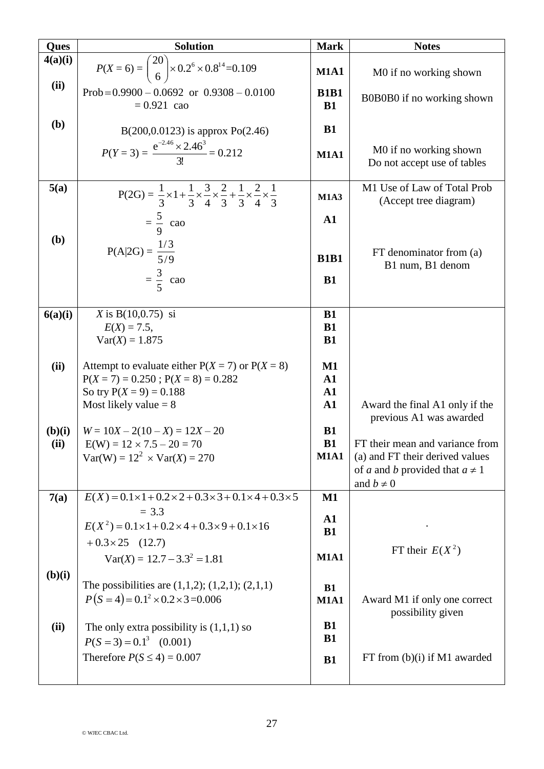| Ques | Solution | Mark | Notes |
|---|---|---|---|
| 4(a)(i) | $P(X=6) = \binom{20}{6} \times 0.2^6 \times 0.8^{14} = 0.109$ | M1A1 | M0 if no working shown |
| (ii) | $\text{Prob} = 0.9900 - 0.0692$ or $0.9308 - 0.0100$<br>$= 0.921$ cao | B1B1<br>B1 | B0B0B0 if no working shown |
| (b) | B(200,0.0123) is approx Po(2.46)<br>$P(Y=3) = \dfrac{e^{-2.46} \times 2.46^3}{3!} = 0.212$ | B1<br>M1A1 | M0 if no working shown<br>Do not accept use of tables |
| 5(a) | $P(2G) = \frac{1}{3} \times 1 + \frac{1}{3} \times \frac{3}{4} \times \frac{2}{3} + \frac{1}{3} \times \frac{2}{4} \times \frac{1}{3}$<br>$= \frac{5}{9}$ cao | M1A3<br>A1 | M1 Use of Law of Total Prob (Accept tree diagram) |
| (b) | $P(A\|2G) = \dfrac{1/3}{5/9}$<br>$= \frac{3}{5}$ cao | B1B1<br>B1 | FT denominator from (a)<br>B1 num, B1 denom |
| 6(a)(i) | $X$ is B(10,0.75) si<br>$E(X) = 7.5$,<br>$\text{Var}(X) = 1.875$ | B1<br>B1<br>B1 | |
| (ii) | Attempt to evaluate either $P(X=7)$ or $P(X=8)$<br>$P(X=7) = 0.250$ ; $P(X=8) = 0.282$<br>So try $P(X=9) = 0.188$<br>Most likely value = 8 | M1<br>A1<br>A1<br>A1 | Award the final A1 only if the previous A1 was awarded |
| (b)(i) | $W = 10X - 2(10 - X) = 12X - 20$ | B1 | |
| (ii) | $E(W) = 12 \times 7.5 - 20 = 70$<br>$\text{Var}(W) = 12^2 \times \text{Var}(X) = 270$ | B1<br>M1A1 | FT their mean and variance from (a) and FT their derived values of $a$ and $b$ provided that $a \neq 1$ and $b \neq 0$ |
| 7(a) | $E(X) = 0.1\times1 + 0.2\times2 + 0.3\times3 + 0.1\times4 + 0.3\times5$<br>$= 3.3$<br>$E(X^2) = 0.1\times1 + 0.2\times4 + 0.3\times9 + 0.1\times16$<br>$+ 0.3\times25$ (12.7)<br>$\text{Var}(X) = 12.7 - 3.3^2 = 1.81$ | M1<br>A1<br>B1<br>M1A1 | .<br>FT their $E(X^2)$ |
| (b)(i) | The possibilities are (1,1,2); (1,2,1); (2,1,1)<br>$P(S=4) = 0.1^2 \times 0.2 \times 3 = 0.006$ | B1<br>M1A1 | Award M1 if only one correct possibility given |
| (ii) | The only extra possibility is (1,1,1) so<br>$P(S=3) = 0.1^3$ (0.001)<br>Therefore $P(S \le 4) = 0.007$ | B1<br>B1<br>B1 | FT from (b)(i) if M1 awarded |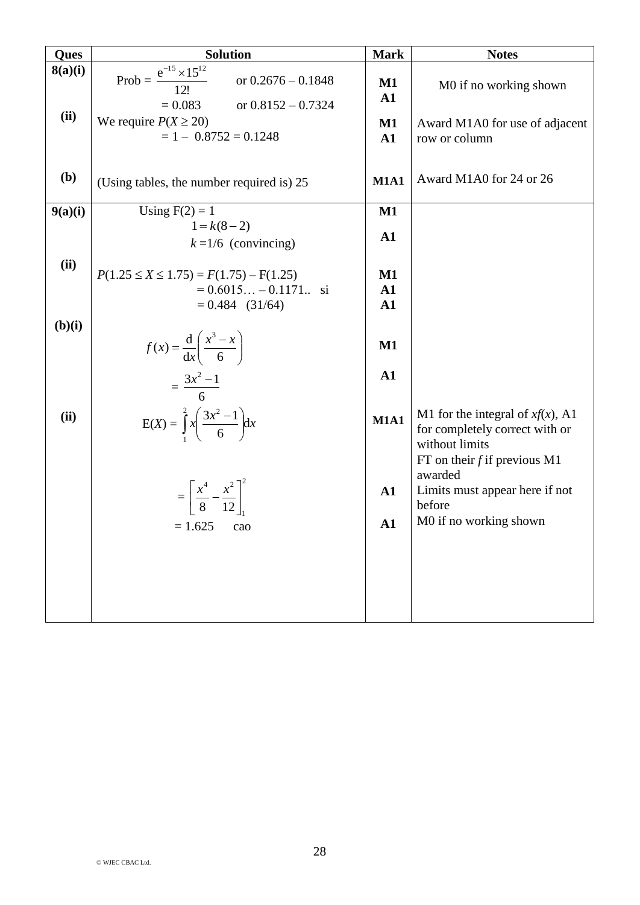| Ques | Solution | Mark | Notes |
|---|---|---|---|
| 8(a)(i) | Prob = $\dfrac{e^{-15} \times 15^{12}}{12!}$ or $0.2676 - 0.1848$ | M1 | M0 if no working shown |
| | $= 0.083$ or $0.8152 - 0.7324$ | A1 | |
| (ii) | We require $P(X \geq 20)$ | M1 | Award M1A0 for use of adjacent row or column |
| | $= 1 - 0.8752 = 0.1248$ | A1 | |
| (b) | (Using tables, the number required is) 25 | M1A1 | Award M1A0 for 24 or 26 |
| 9(a)(i) | Using $F(2) = 1$ | M1 | |
| | $1 = k(8-2)$ <br> $k = 1/6$ (convincing) | A1 | |
| (ii) | $P(1.25 \leq X \leq 1.75) = F(1.75) - F(1.25)$ | M1 | |
| | $= 0.6015\ldots - 0.1171..$ si | A1 | |
| | $= 0.484$ (31/64) | A1 | |
| (b)(i) | $f(x) = \dfrac{\mathrm{d}}{\mathrm{d}x}\left(\dfrac{x^3 - x}{6}\right)$ | M1 | |
| | $= \dfrac{3x^2 - 1}{6}$ | A1 | |
| (ii) | $\mathrm{E}(X) = \displaystyle\int_1^2 x\left(\dfrac{3x^2 - 1}{6}\right)\mathrm{d}x$ | M1A1 | M1 for the integral of $xf(x)$, A1 for completely correct with or without limits <br> FT on their $f$ if previous M1 awarded |
| | $= \left[\dfrac{x^4}{8} - \dfrac{x^2}{12}\right]_1^2$ | A1 | Limits must appear here if not before |
| | $= 1.625$ cao | A1 | M0 if no working shown |

© WJEC CBAC Ltd.